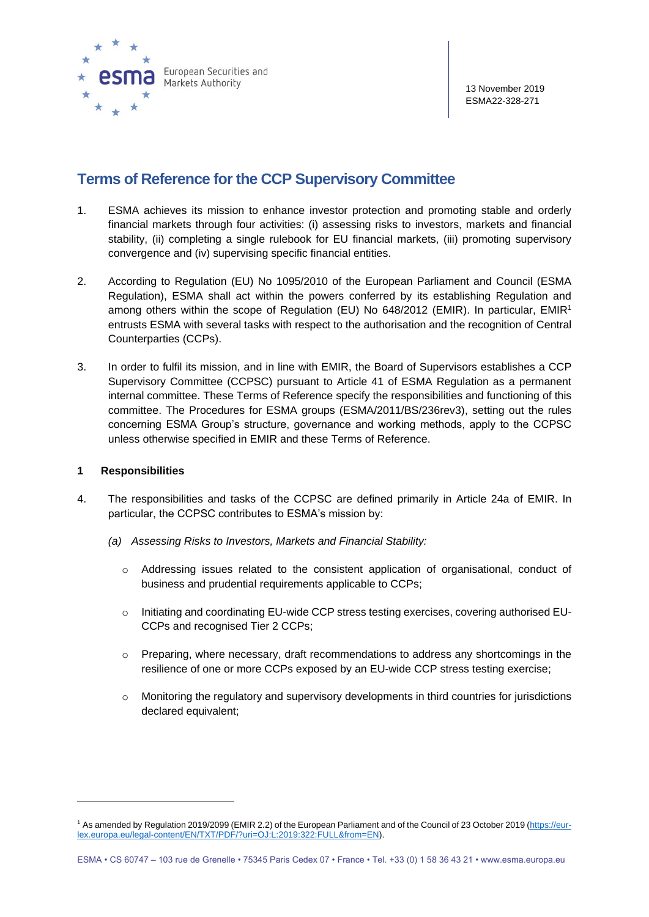13 November 2019
ESMA22-328-271

# Terms of Reference for the CCP Supervisory Committee

1. ESMA achieves its mission to enhance investor protection and promoting stable and orderly financial markets through four activities: (i) assessing risks to investors, markets and financial stability, (ii) completing a single rulebook for EU financial markets, (iii) promoting supervisory convergence and (iv) supervising specific financial entities.

2. According to Regulation (EU) No 1095/2010 of the European Parliament and Council (ESMA Regulation), ESMA shall act within the powers conferred by its establishing Regulation and among others within the scope of Regulation (EU) No 648/2012 (EMIR). In particular, EMIR[1] entrusts ESMA with several tasks with respect to the authorisation and the recognition of Central Counterparties (CCPs).

3. In order to fulfil its mission, and in line with EMIR, the Board of Supervisors establishes a CCP Supervisory Committee (CCPSC) pursuant to Article 41 of ESMA Regulation as a permanent internal committee. These Terms of Reference specify the responsibilities and functioning of this committee. The Procedures for ESMA groups (ESMA/2011/BS/236rev3), setting out the rules concerning ESMA Group's structure, governance and working methods, apply to the CCPSC unless otherwise specified in EMIR and these Terms of Reference.

## 1 Responsibilities

4. The responsibilities and tasks of the CCPSC are defined primarily in Article 24a of EMIR. In particular, the CCPSC contributes to ESMA's mission by:

   *(a) Assessing Risks to Investors, Markets and Financial Stability:*

   - Addressing issues related to the consistent application of organisational, conduct of business and prudential requirements applicable to CCPs;
   - Initiating and coordinating EU-wide CCP stress testing exercises, covering authorised EU-CCPs and recognised Tier 2 CCPs;
   - Preparing, where necessary, draft recommendations to address any shortcomings in the resilience of one or more CCPs exposed by an EU-wide CCP stress testing exercise;
   - Monitoring the regulatory and supervisory developments in third countries for jurisdictions declared equivalent;

---

[1] As amended by Regulation 2019/2099 (EMIR 2.2) of the European Parliament and of the Council of 23 October 2019 (https://eur-lex.europa.eu/legal-content/EN/TXT/PDF/?uri=OJ:L:2019:322:FULL&from=EN).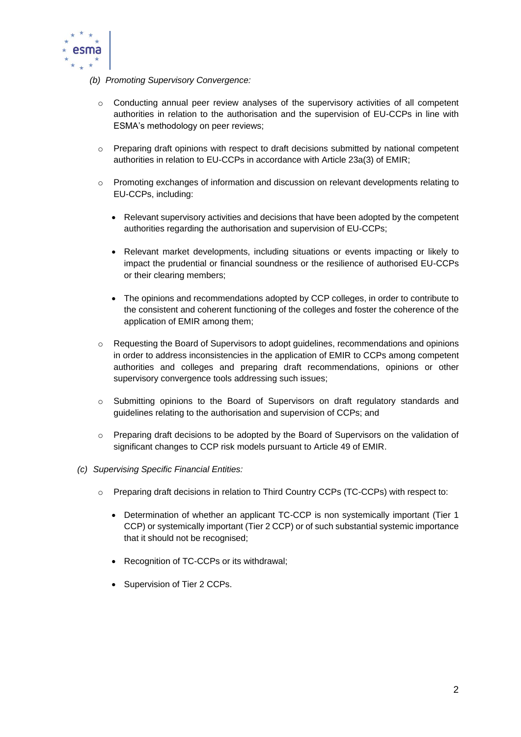(b) *Promoting Supervisory Convergence:*

- Conducting annual peer review analyses of the supervisory activities of all competent authorities in relation to the authorisation and the supervision of EU-CCPs in line with ESMA's methodology on peer reviews;

- Preparing draft opinions with respect to draft decisions submitted by national competent authorities in relation to EU-CCPs in accordance with Article 23a(3) of EMIR;

- Promoting exchanges of information and discussion on relevant developments relating to EU-CCPs, including:

  - Relevant supervisory activities and decisions that have been adopted by the competent authorities regarding the authorisation and supervision of EU-CCPs;

  - Relevant market developments, including situations or events impacting or likely to impact the prudential or financial soundness or the resilience of authorised EU-CCPs or their clearing members;

  - The opinions and recommendations adopted by CCP colleges, in order to contribute to the consistent and coherent functioning of the colleges and foster the coherence of the application of EMIR among them;

- Requesting the Board of Supervisors to adopt guidelines, recommendations and opinions in order to address inconsistencies in the application of EMIR to CCPs among competent authorities and colleges and preparing draft recommendations, opinions or other supervisory convergence tools addressing such issues;

- Submitting opinions to the Board of Supervisors on draft regulatory standards and guidelines relating to the authorisation and supervision of CCPs; and

- Preparing draft decisions to be adopted by the Board of Supervisors on the validation of significant changes to CCP risk models pursuant to Article 49 of EMIR.

(c) *Supervising Specific Financial Entities:*

- Preparing draft decisions in relation to Third Country CCPs (TC-CCPs) with respect to:

  - Determination of whether an applicant TC-CCP is non systemically important (Tier 1 CCP) or systemically important (Tier 2 CCP) or of such substantial systemic importance that it should not be recognised;

  - Recognition of TC-CCPs or its withdrawal;

  - Supervision of Tier 2 CCPs.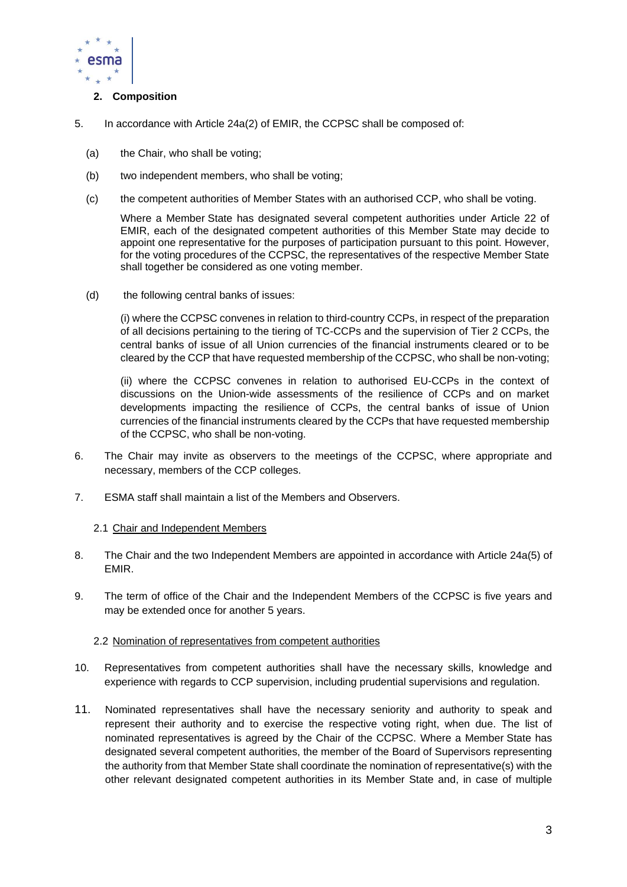## 2. Composition

5. In accordance with Article 24a(2) of EMIR, the CCPSC shall be composed of:

   (a) the Chair, who shall be voting;

   (b) two independent members, who shall be voting;

   (c) the competent authorities of Member States with an authorised CCP, who shall be voting.

   Where a Member State has designated several competent authorities under Article 22 of EMIR, each of the designated competent authorities of this Member State may decide to appoint one representative for the purposes of participation pursuant to this point. However, for the voting procedures of the CCPSC, the representatives of the respective Member State shall together be considered as one voting member.

   (d) the following central banks of issues:

   (i) where the CCPSC convenes in relation to third-country CCPs, in respect of the preparation of all decisions pertaining to the tiering of TC-CCPs and the supervision of Tier 2 CCPs, the central banks of issue of all Union currencies of the financial instruments cleared or to be cleared by the CCP that have requested membership of the CCPSC, who shall be non-voting;

   (ii) where the CCPSC convenes in relation to authorised EU-CCPs in the context of discussions on the Union-wide assessments of the resilience of CCPs and on market developments impacting the resilience of CCPs, the central banks of issue of Union currencies of the financial instruments cleared by the CCPs that have requested membership of the CCPSC, who shall be non-voting.

6. The Chair may invite as observers to the meetings of the CCPSC, where appropriate and necessary, members of the CCP colleges.

7. ESMA staff shall maintain a list of the Members and Observers.

### 2.1 Chair and Independent Members

8. The Chair and the two Independent Members are appointed in accordance with Article 24a(5) of EMIR.

9. The term of office of the Chair and the Independent Members of the CCPSC is five years and may be extended once for another 5 years.

### 2.2 Nomination of representatives from competent authorities

10. Representatives from competent authorities shall have the necessary skills, knowledge and experience with regards to CCP supervision, including prudential supervisions and regulation.

11. Nominated representatives shall have the necessary seniority and authority to speak and represent their authority and to exercise the respective voting right, when due. The list of nominated representatives is agreed by the Chair of the CCPSC. Where a Member State has designated several competent authorities, the member of the Board of Supervisors representing the authority from that Member State shall coordinate the nomination of representative(s) with the other relevant designated competent authorities in its Member State and, in case of multiple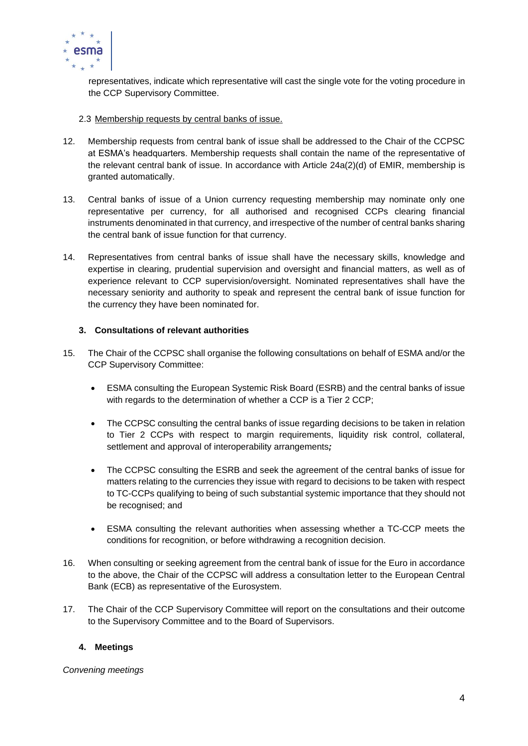representatives, indicate which representative will cast the single vote for the voting procedure in the CCP Supervisory Committee.

2.3 Membership requests by central banks of issue.

12. Membership requests from central bank of issue shall be addressed to the Chair of the CCPSC at ESMA's headquarters. Membership requests shall contain the name of the representative of the relevant central bank of issue. In accordance with Article 24a(2)(d) of EMIR, membership is granted automatically.

13. Central banks of issue of a Union currency requesting membership may nominate only one representative per currency, for all authorised and recognised CCPs clearing financial instruments denominated in that currency, and irrespective of the number of central banks sharing the central bank of issue function for that currency.

14. Representatives from central banks of issue shall have the necessary skills, knowledge and expertise in clearing, prudential supervision and oversight and financial matters, as well as of experience relevant to CCP supervision/oversight. Nominated representatives shall have the necessary seniority and authority to speak and represent the central bank of issue function for the currency they have been nominated for.

### 3. Consultations of relevant authorities

15. The Chair of the CCPSC shall organise the following consultations on behalf of ESMA and/or the CCP Supervisory Committee:

- ESMA consulting the European Systemic Risk Board (ESRB) and the central banks of issue with regards to the determination of whether a CCP is a Tier 2 CCP;
- The CCPSC consulting the central banks of issue regarding decisions to be taken in relation to Tier 2 CCPs with respect to margin requirements, liquidity risk control, collateral, settlement and approval of interoperability arrangements*;*
- The CCPSC consulting the ESRB and seek the agreement of the central banks of issue for matters relating to the currencies they issue with regard to decisions to be taken with respect to TC-CCPs qualifying to being of such substantial systemic importance that they should not be recognised; and
- ESMA consulting the relevant authorities when assessing whether a TC-CCP meets the conditions for recognition, or before withdrawing a recognition decision.

16. When consulting or seeking agreement from the central bank of issue for the Euro in accordance to the above, the Chair of the CCPSC will address a consultation letter to the European Central Bank (ECB) as representative of the Eurosystem.

17. The Chair of the CCP Supervisory Committee will report on the consultations and their outcome to the Supervisory Committee and to the Board of Supervisors.

### 4. Meetings

*Convening meetings*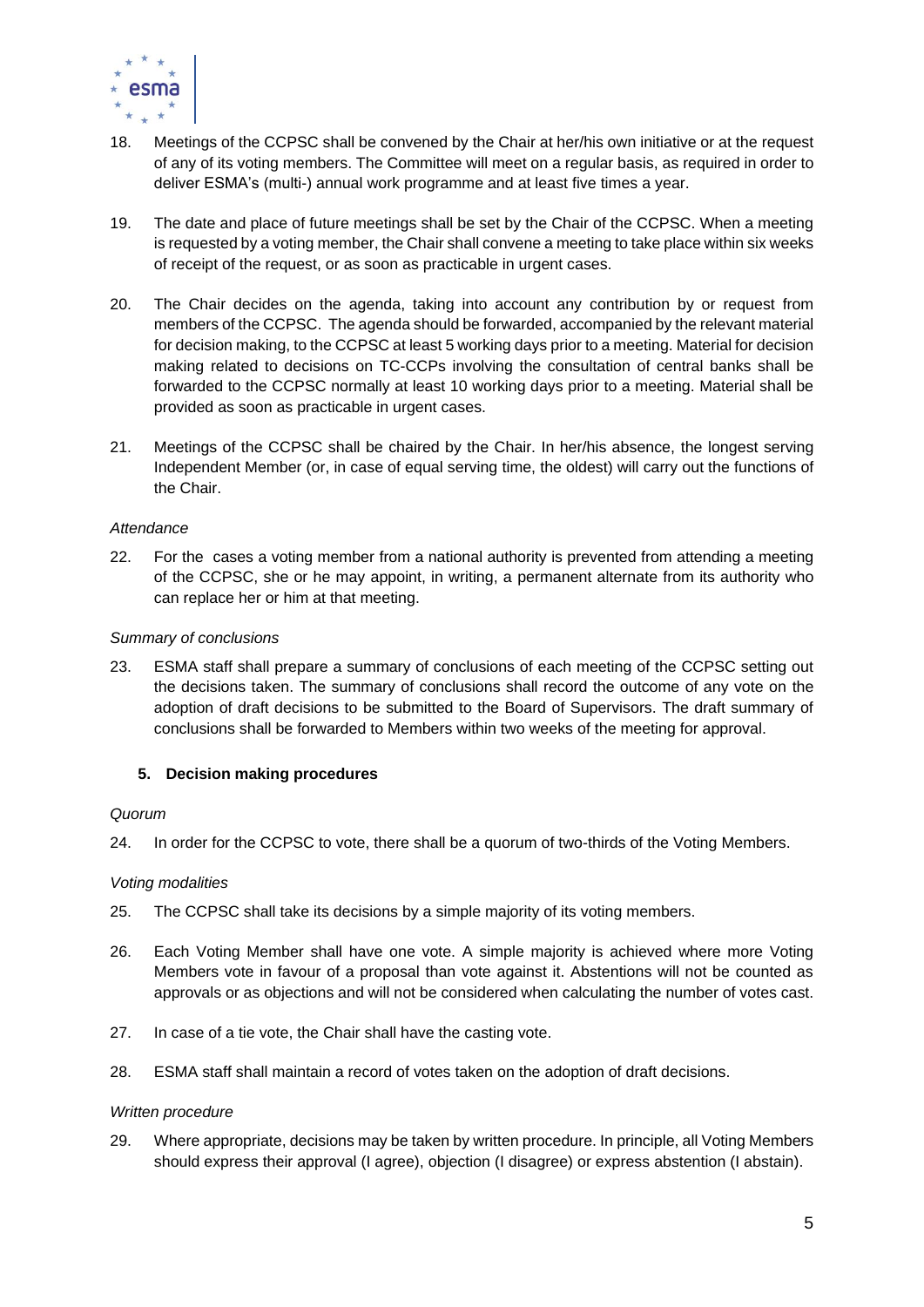18. Meetings of the CCPSC shall be convened by the Chair at her/his own initiative or at the request of any of its voting members. The Committee will meet on a regular basis, as required in order to deliver ESMA's (multi-) annual work programme and at least five times a year.

19. The date and place of future meetings shall be set by the Chair of the CCPSC. When a meeting is requested by a voting member, the Chair shall convene a meeting to take place within six weeks of receipt of the request, or as soon as practicable in urgent cases.

20. The Chair decides on the agenda, taking into account any contribution by or request from members of the CCPSC. The agenda should be forwarded, accompanied by the relevant material for decision making, to the CCPSC at least 5 working days prior to a meeting. Material for decision making related to decisions on TC-CCPs involving the consultation of central banks shall be forwarded to the CCPSC normally at least 10 working days prior to a meeting. Material shall be provided as soon as practicable in urgent cases.

21. Meetings of the CCPSC shall be chaired by the Chair. In her/his absence, the longest serving Independent Member (or, in case of equal serving time, the oldest) will carry out the functions of the Chair.

*Attendance*

22. For the cases a voting member from a national authority is prevented from attending a meeting of the CCPSC, she or he may appoint, in writing, a permanent alternate from its authority who can replace her or him at that meeting.

*Summary of conclusions*

23. ESMA staff shall prepare a summary of conclusions of each meeting of the CCPSC setting out the decisions taken. The summary of conclusions shall record the outcome of any vote on the adoption of draft decisions to be submitted to the Board of Supervisors. The draft summary of conclusions shall be forwarded to Members within two weeks of the meeting for approval.

## 5. Decision making procedures

*Quorum*

24. In order for the CCPSC to vote, there shall be a quorum of two-thirds of the Voting Members.

*Voting modalities*

25. The CCPSC shall take its decisions by a simple majority of its voting members.

26. Each Voting Member shall have one vote. A simple majority is achieved where more Voting Members vote in favour of a proposal than vote against it. Abstentions will not be counted as approvals or as objections and will not be considered when calculating the number of votes cast.

27. In case of a tie vote, the Chair shall have the casting vote.

28. ESMA staff shall maintain a record of votes taken on the adoption of draft decisions.

*Written procedure*

29. Where appropriate, decisions may be taken by written procedure. In principle, all Voting Members should express their approval (I agree), objection (I disagree) or express abstention (I abstain).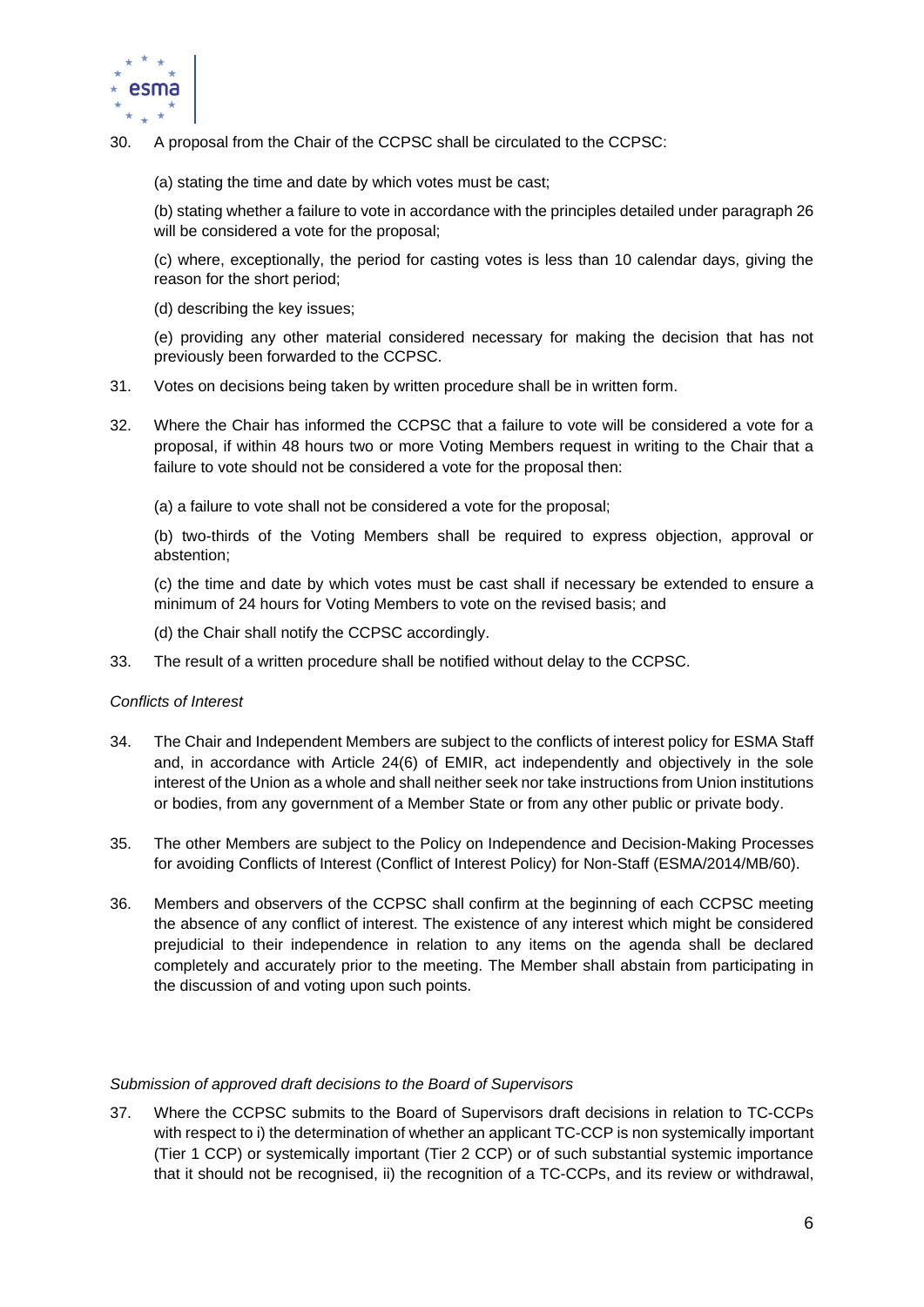30. A proposal from the Chair of the CCPSC shall be circulated to the CCPSC:

    (a) stating the time and date by which votes must be cast;

    (b) stating whether a failure to vote in accordance with the principles detailed under paragraph 26 will be considered a vote for the proposal;

    (c) where, exceptionally, the period for casting votes is less than 10 calendar days, giving the reason for the short period;

    (d) describing the key issues;

    (e) providing any other material considered necessary for making the decision that has not previously been forwarded to the CCPSC.

31. Votes on decisions being taken by written procedure shall be in written form.

32. Where the Chair has informed the CCPSC that a failure to vote will be considered a vote for a proposal, if within 48 hours two or more Voting Members request in writing to the Chair that a failure to vote should not be considered a vote for the proposal then:

    (a) a failure to vote shall not be considered a vote for the proposal;

    (b) two-thirds of the Voting Members shall be required to express objection, approval or abstention;

    (c) the time and date by which votes must be cast shall if necessary be extended to ensure a minimum of 24 hours for Voting Members to vote on the revised basis; and

    (d) the Chair shall notify the CCPSC accordingly.

33. The result of a written procedure shall be notified without delay to the CCPSC.

*Conflicts of Interest*

34. The Chair and Independent Members are subject to the conflicts of interest policy for ESMA Staff and, in accordance with Article 24(6) of EMIR, act independently and objectively in the sole interest of the Union as a whole and shall neither seek nor take instructions from Union institutions or bodies, from any government of a Member State or from any other public or private body.

35. The other Members are subject to the Policy on Independence and Decision-Making Processes for avoiding Conflicts of Interest (Conflict of Interest Policy) for Non-Staff (ESMA/2014/MB/60).

36. Members and observers of the CCPSC shall confirm at the beginning of each CCPSC meeting the absence of any conflict of interest. The existence of any interest which might be considered prejudicial to their independence in relation to any items on the agenda shall be declared completely and accurately prior to the meeting. The Member shall abstain from participating in the discussion of and voting upon such points.

*Submission of approved draft decisions to the Board of Supervisors*

37. Where the CCPSC submits to the Board of Supervisors draft decisions in relation to TC-CCPs with respect to i) the determination of whether an applicant TC-CCP is non systemically important (Tier 1 CCP) or systemically important (Tier 2 CCP) or of such substantial systemic importance that it should not be recognised, ii) the recognition of a TC-CCPs, and its review or withdrawal,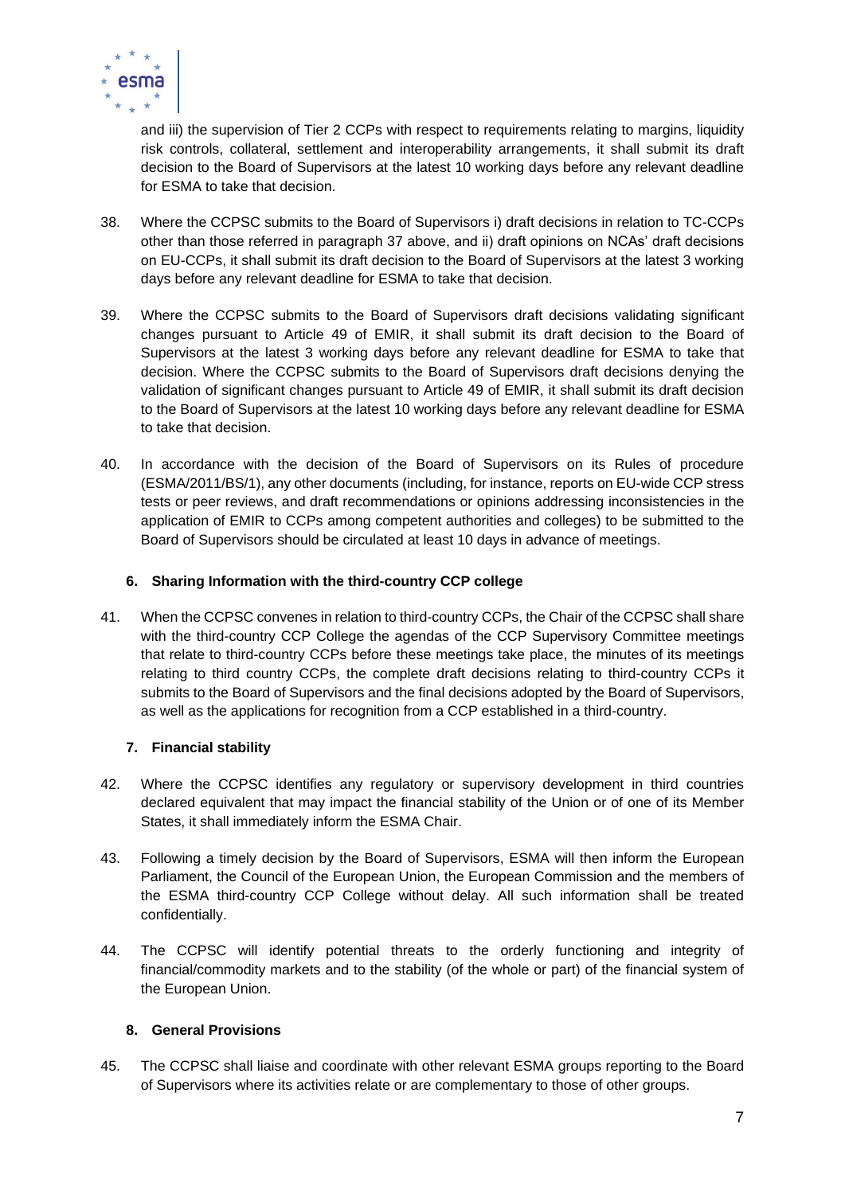and iii) the supervision of Tier 2 CCPs with respect to requirements relating to margins, liquidity risk controls, collateral, settlement and interoperability arrangements, it shall submit its draft decision to the Board of Supervisors at the latest 10 working days before any relevant deadline for ESMA to take that decision.

38. Where the CCPSC submits to the Board of Supervisors i) draft decisions in relation to TC-CCPs other than those referred in paragraph 37 above, and ii) draft opinions on NCAs' draft decisions on EU-CCPs, it shall submit its draft decision to the Board of Supervisors at the latest 3 working days before any relevant deadline for ESMA to take that decision.

39. Where the CCPSC submits to the Board of Supervisors draft decisions validating significant changes pursuant to Article 49 of EMIR, it shall submit its draft decision to the Board of Supervisors at the latest 3 working days before any relevant deadline for ESMA to take that decision. Where the CCPSC submits to the Board of Supervisors draft decisions denying the validation of significant changes pursuant to Article 49 of EMIR, it shall submit its draft decision to the Board of Supervisors at the latest 10 working days before any relevant deadline for ESMA to take that decision.

40. In accordance with the decision of the Board of Supervisors on its Rules of procedure (ESMA/2011/BS/1), any other documents (including, for instance, reports on EU-wide CCP stress tests or peer reviews, and draft recommendations or opinions addressing inconsistencies in the application of EMIR to CCPs among competent authorities and colleges) to be submitted to the Board of Supervisors should be circulated at least 10 days in advance of meetings.

## 6. Sharing Information with the third-country CCP college

41. When the CCPSC convenes in relation to third-country CCPs, the Chair of the CCPSC shall share with the third-country CCP College the agendas of the CCP Supervisory Committee meetings that relate to third-country CCPs before these meetings take place, the minutes of its meetings relating to third country CCPs, the complete draft decisions relating to third-country CCPs it submits to the Board of Supervisors and the final decisions adopted by the Board of Supervisors, as well as the applications for recognition from a CCP established in a third-country.

## 7. Financial stability

42. Where the CCPSC identifies any regulatory or supervisory development in third countries declared equivalent that may impact the financial stability of the Union or of one of its Member States, it shall immediately inform the ESMA Chair.

43. Following a timely decision by the Board of Supervisors, ESMA will then inform the European Parliament, the Council of the European Union, the European Commission and the members of the ESMA third-country CCP College without delay. All such information shall be treated confidentially.

44. The CCPSC will identify potential threats to the orderly functioning and integrity of financial/commodity markets and to the stability (of the whole or part) of the financial system of the European Union.

## 8. General Provisions

45. The CCPSC shall liaise and coordinate with other relevant ESMA groups reporting to the Board of Supervisors where its activities relate or are complementary to those of other groups.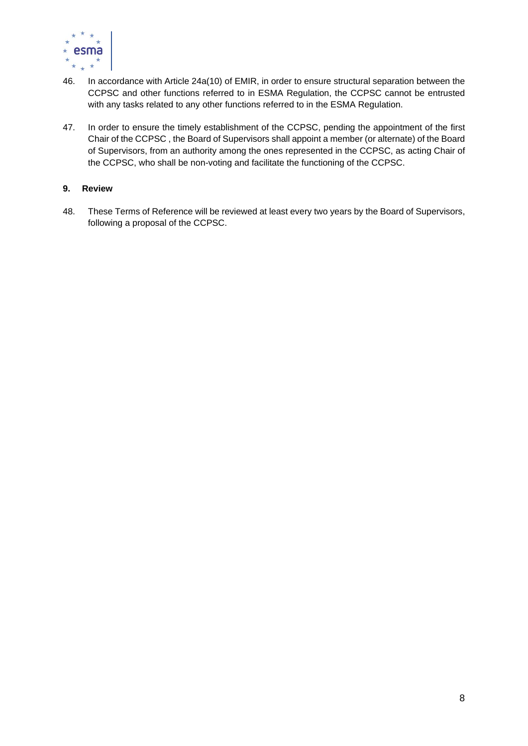46. In accordance with Article 24a(10) of EMIR, in order to ensure structural separation between the CCPSC and other functions referred to in ESMA Regulation, the CCPSC cannot be entrusted with any tasks related to any other functions referred to in the ESMA Regulation.

47. In order to ensure the timely establishment of the CCPSC, pending the appointment of the first Chair of the CCPSC , the Board of Supervisors shall appoint a member (or alternate) of the Board of Supervisors, from an authority among the ones represented in the CCPSC, as acting Chair of the CCPSC, who shall be non-voting and facilitate the functioning of the CCPSC.

## 9. Review

48. These Terms of Reference will be reviewed at least every two years by the Board of Supervisors, following a proposal of the CCPSC.